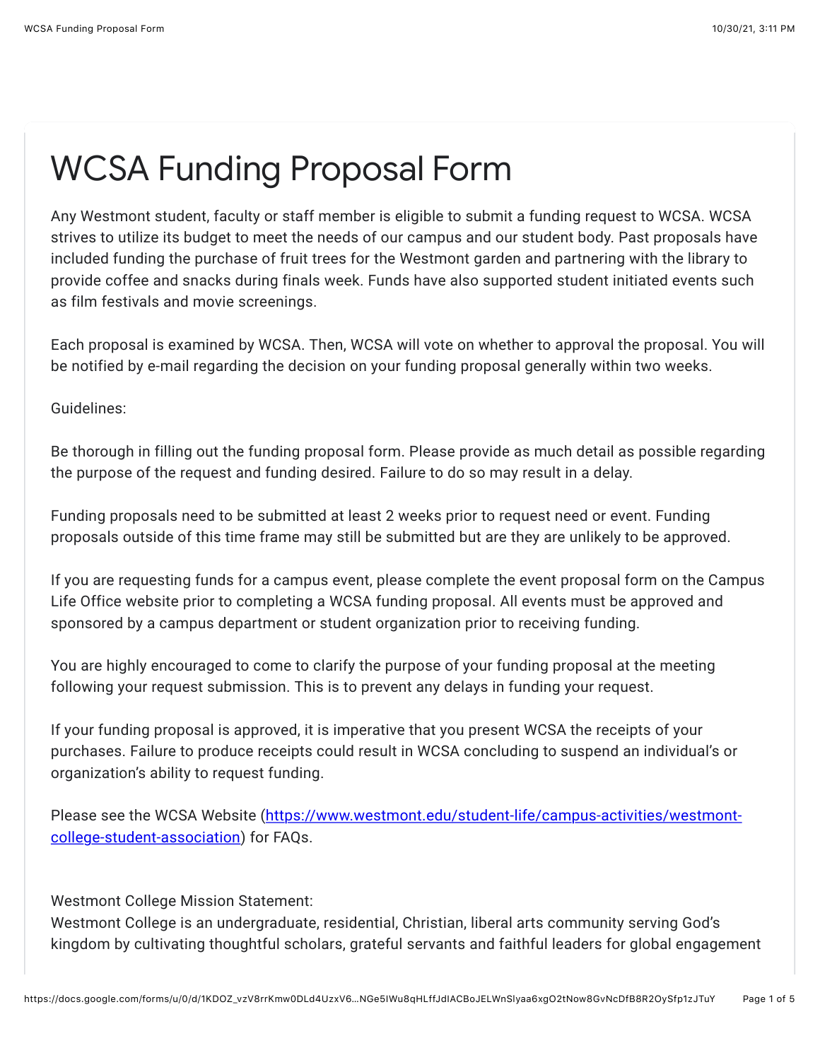# WCSA Funding Proposal Form

Any Westmont student, faculty or staff member is eligible to submit a funding request to WCSA. WCSA strives to utilize its budget to meet the needs of our campus and our student body. Past proposals have included funding the purchase of fruit trees for the Westmont garden and partnering with the library to provide coffee and snacks during finals week. Funds have also supported student initiated events such as film festivals and movie screenings.

Each proposal is examined by WCSA. Then, WCSA will vote on whether to approval the proposal. You will be notified by e-mail regarding the decision on your funding proposal generally within two weeks.

Guidelines:

Be thorough in filling out the funding proposal form. Please provide as much detail as possible regarding the purpose of the request and funding desired. Failure to do so may result in a delay.

Funding proposals need to be submitted at least 2 weeks prior to request need or event. Funding proposals outside of this time frame may still be submitted but are they are unlikely to be approved.

If you are requesting funds for a campus event, please complete the event proposal form on the Campus Life Office website prior to completing a WCSA funding proposal. All events must be approved and sponsored by a campus department or student organization prior to receiving funding.

You are highly encouraged to come to clarify the purpose of your funding proposal at the meeting following your request submission. This is to prevent any delays in funding your request.

If your funding proposal is approved, it is imperative that you present WCSA the receipts of your purchases. Failure to produce receipts could result in WCSA concluding to suspend an individual's or organization's ability to request funding.

Please see the WCSA Website (https://www.westmont.edu/student-life/campus-activities/westmont-college-student-association) for FAQs.

Westmont College Mission Statement:
Westmont College is an undergraduate, residential, Christian, liberal arts community serving God's kingdom by cultivating thoughtful scholars, grateful servants and faithful leaders for global engagement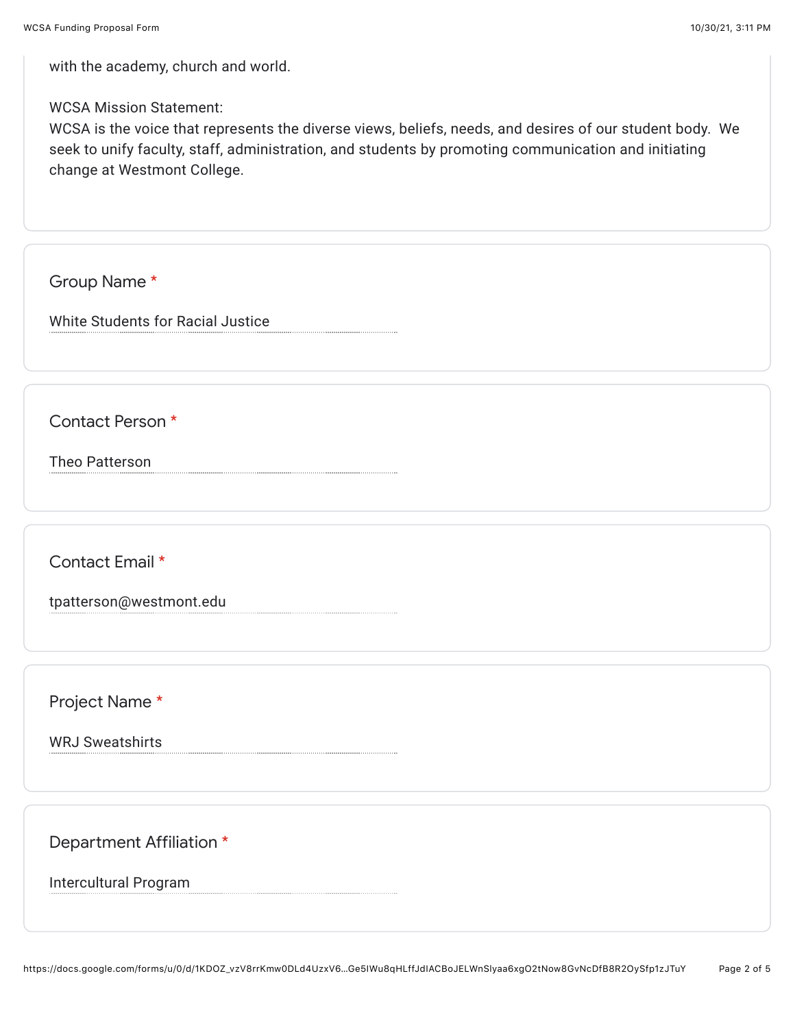with the academy, church and world.

WCSA Mission Statement:
WCSA is the voice that represents the diverse views, beliefs, needs, and desires of our student body. We seek to unify faculty, staff, administration, and students by promoting communication and initiating change at Westmont College.

Group Name *

White Students for Racial Justice

Contact Person *

Theo Patterson

Contact Email *

tpatterson@westmont.edu

Project Name *

WRJ Sweatshirts

Department Affiliation *

Intercultural Program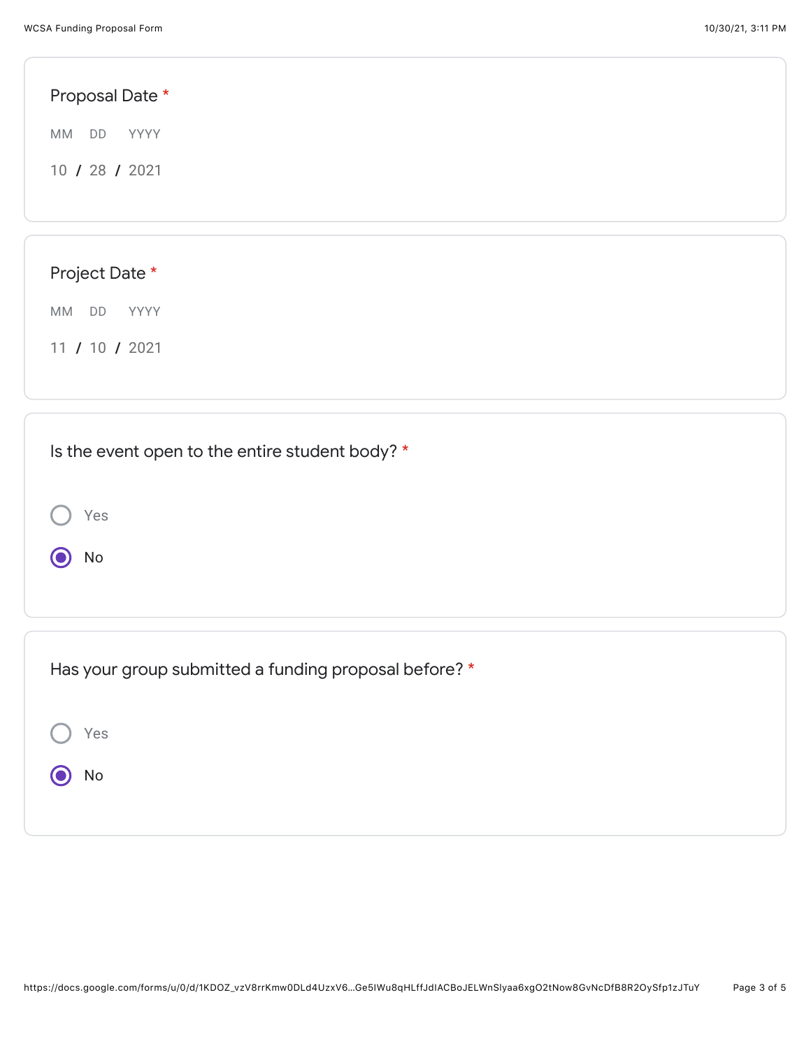Proposal Date *

MM DD YYYY

10 / 28 / 2021

Project Date *

MM DD YYYY

11 / 10 / 2021

Is the event open to the entire student body? *

- ○ Yes
- ◉ No

Has your group submitted a funding proposal before? *

- ○ Yes
- ◉ No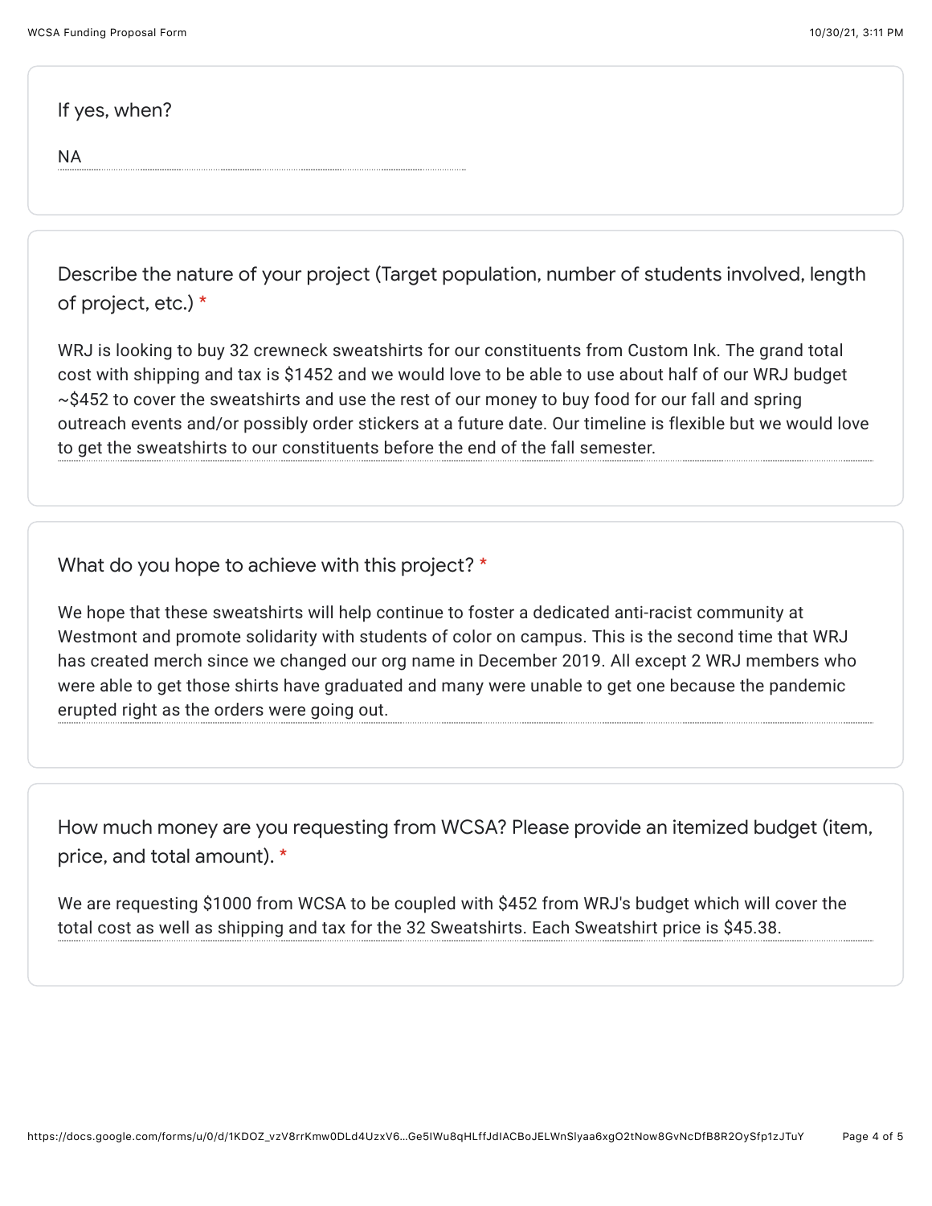If yes, when?

NA

Describe the nature of your project (Target population, number of students involved, length of project, etc.) *

WRJ is looking to buy 32 crewneck sweatshirts for our constituents from Custom Ink. The grand total cost with shipping and tax is $1452 and we would love to be able to use about half of our WRJ budget ~$452 to cover the sweatshirts and use the rest of our money to buy food for our fall and spring outreach events and/or possibly order stickers at a future date. Our timeline is flexible but we would love to get the sweatshirts to our constituents before the end of the fall semester.

What do you hope to achieve with this project? *

We hope that these sweatshirts will help continue to foster a dedicated anti-racist community at Westmont and promote solidarity with students of color on campus. This is the second time that WRJ has created merch since we changed our org name in December 2019. All except 2 WRJ members who were able to get those shirts have graduated and many were unable to get one because the pandemic erupted right as the orders were going out.

How much money are you requesting from WCSA? Please provide an itemized budget (item, price, and total amount). *

We are requesting $1000 from WCSA to be coupled with $452 from WRJ's budget which will cover the total cost as well as shipping and tax for the 32 Sweatshirts. Each Sweatshirt price is $45.38.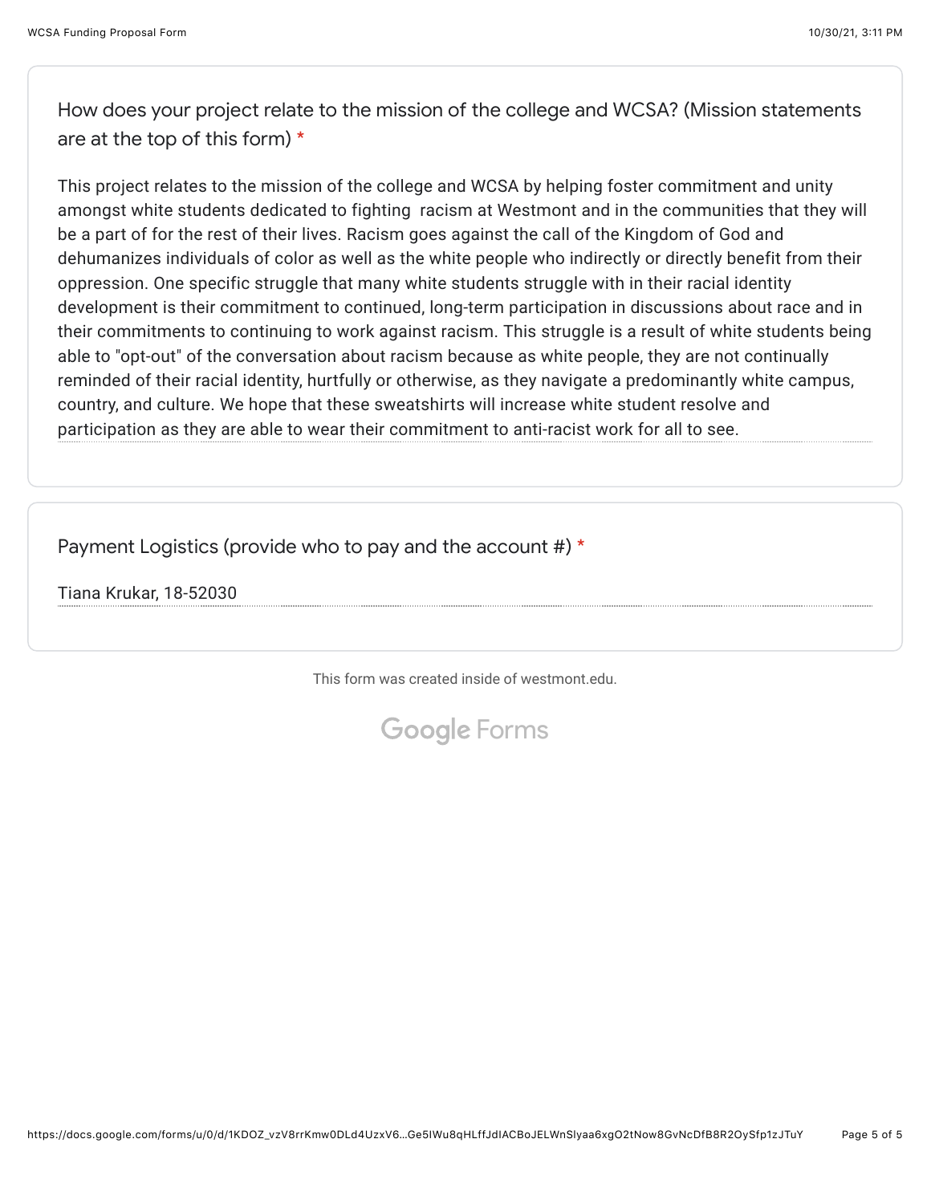How does your project relate to the mission of the college and WCSA? (Mission statements are at the top of this form) *

This project relates to the mission of the college and WCSA by helping foster commitment and unity amongst white students dedicated to fighting  racism at Westmont and in the communities that they will be a part of for the rest of their lives. Racism goes against the call of the Kingdom of God and dehumanizes individuals of color as well as the white people who indirectly or directly benefit from their oppression. One specific struggle that many white students struggle with in their racial identity development is their commitment to continued, long-term participation in discussions about race and in their commitments to continuing to work against racism. This struggle is a result of white students being able to "opt-out" of the conversation about racism because as white people, they are not continually reminded of their racial identity, hurtfully or otherwise, as they navigate a predominantly white campus, country, and culture. We hope that these sweatshirts will increase white student resolve and participation as they are able to wear their commitment to anti-racist work for all to see.

Payment Logistics (provide who to pay and the account #) *

Tiana Krukar, 18-52030

This form was created inside of westmont.edu.

Google Forms